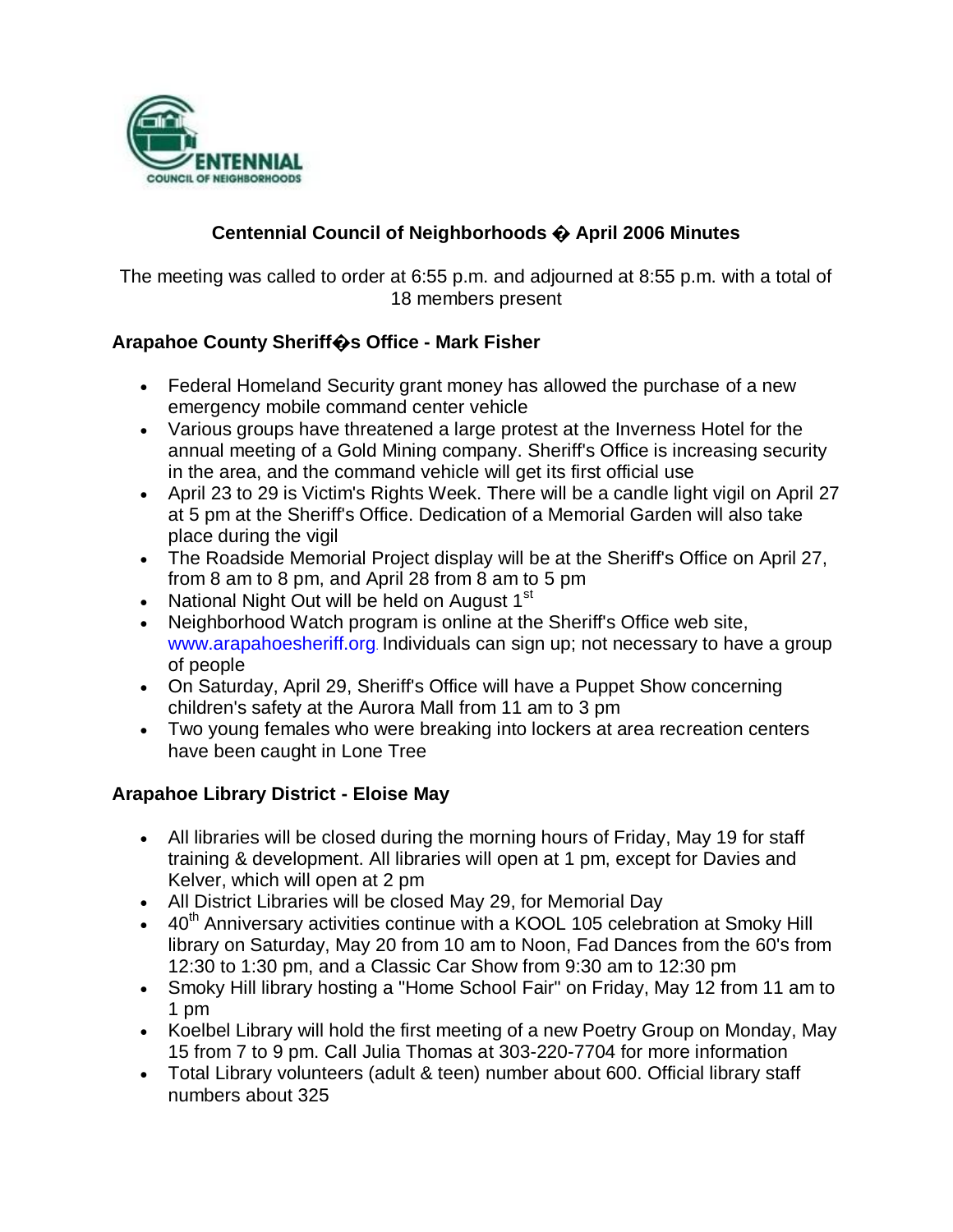# Centennial Council of Neighborhoods � April 2006 Minutes

The meeting was called to order at 6:55 p.m. and adjourned at 8:55 p.m. with a total of 18 members present

### Arapahoe County Sheriff�s Office - Mark Fisher

- Federal Homeland Security grant money has allowed the purchase of a new emergency mobile command center vehicle
- Various groups have threatened a large protest at the Inverness Hotel for the annual meeting of a Gold Mining company. Sheriff's Office is increasing security in the area, and the command vehicle will get its first official use
- April 23 to 29 is Victim's Rights Week. There will be a candle light vigil on April 27 at 5 pm at the Sheriff's Office. Dedication of a Memorial Garden will also take place during the vigil
- The Roadside Memorial Project display will be at the Sheriff's Office on April 27, from 8 am to 8 pm, and April 28 from 8 am to 5 pm
- National Night Out will be held on August 1st
- Neighborhood Watch program is online at the Sheriff's Office web site, www.arapahoesheriff.org. Individuals can sign up; not necessary to have a group of people
- On Saturday, April 29, Sheriff's Office will have a Puppet Show concerning children's safety at the Aurora Mall from 11 am to 3 pm
- Two young females who were breaking into lockers at area recreation centers have been caught in Lone Tree

### Arapahoe Library District - Eloise May

- All libraries will be closed during the morning hours of Friday, May 19 for staff training & development. All libraries will open at 1 pm, except for Davies and Kelver, which will open at 2 pm
- All District Libraries will be closed May 29, for Memorial Day
- 40th Anniversary activities continue with a KOOL 105 celebration at Smoky Hill library on Saturday, May 20 from 10 am to Noon, Fad Dances from the 60's from 12:30 to 1:30 pm, and a Classic Car Show from 9:30 am to 12:30 pm
- Smoky Hill library hosting a "Home School Fair" on Friday, May 12 from 11 am to 1 pm
- Koelbel Library will hold the first meeting of a new Poetry Group on Monday, May 15 from 7 to 9 pm. Call Julia Thomas at 303-220-7704 for more information
- Total Library volunteers (adult & teen) number about 600. Official library staff numbers about 325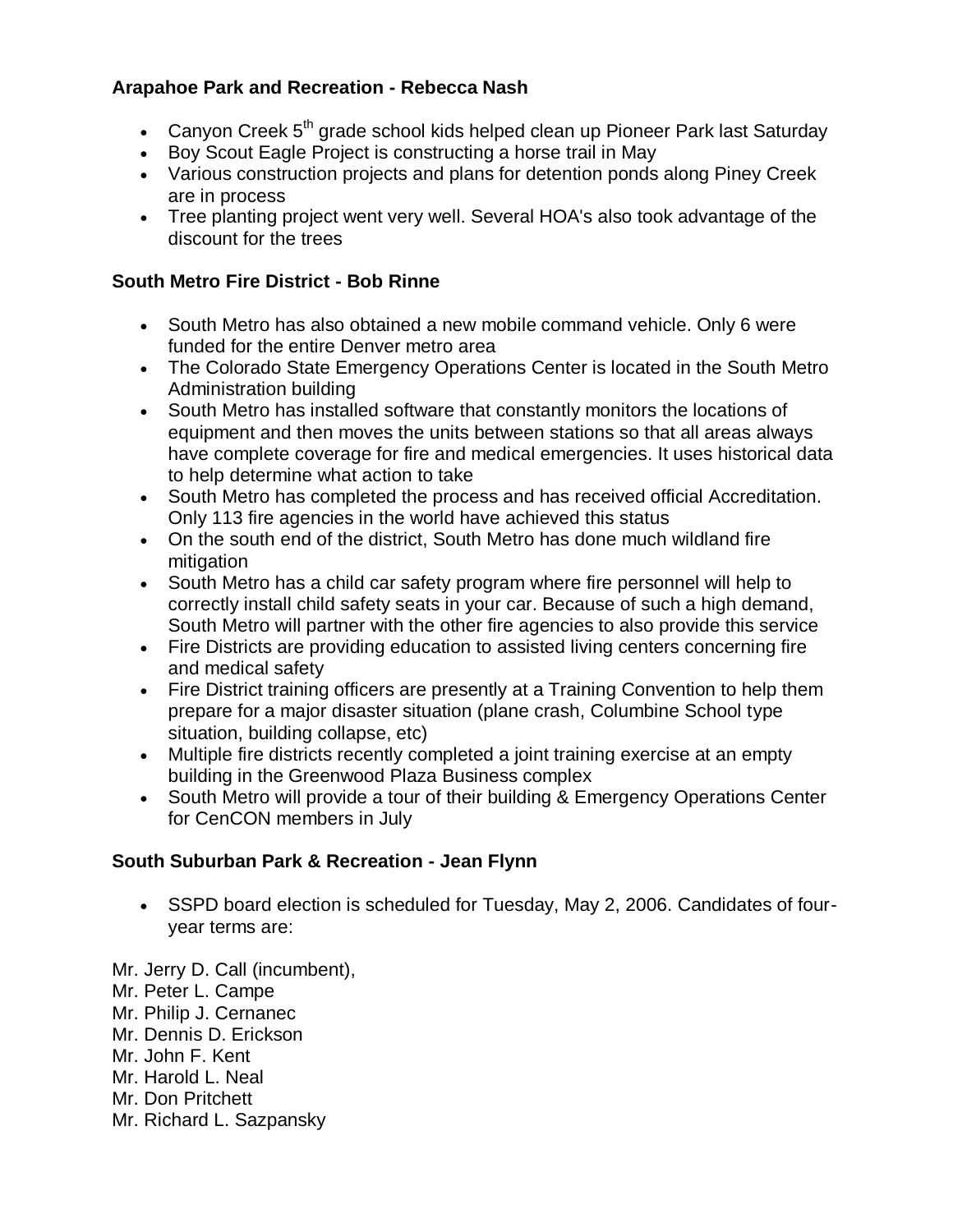**Arapahoe Park and Recreation - Rebecca Nash**

- Canyon Creek 5th grade school kids helped clean up Pioneer Park last Saturday
- Boy Scout Eagle Project is constructing a horse trail in May
- Various construction projects and plans for detention ponds along Piney Creek are in process
- Tree planting project went very well. Several HOA's also took advantage of the discount for the trees

**South Metro Fire District - Bob Rinne**

- South Metro has also obtained a new mobile command vehicle. Only 6 were funded for the entire Denver metro area
- The Colorado State Emergency Operations Center is located in the South Metro Administration building
- South Metro has installed software that constantly monitors the locations of equipment and then moves the units between stations so that all areas always have complete coverage for fire and medical emergencies. It uses historical data to help determine what action to take
- South Metro has completed the process and has received official Accreditation. Only 113 fire agencies in the world have achieved this status
- On the south end of the district, South Metro has done much wildland fire mitigation
- South Metro has a child car safety program where fire personnel will help to correctly install child safety seats in your car. Because of such a high demand, South Metro will partner with the other fire agencies to also provide this service
- Fire Districts are providing education to assisted living centers concerning fire and medical safety
- Fire District training officers are presently at a Training Convention to help them prepare for a major disaster situation (plane crash, Columbine School type situation, building collapse, etc)
- Multiple fire districts recently completed a joint training exercise at an empty building in the Greenwood Plaza Business complex
- South Metro will provide a tour of their building & Emergency Operations Center for CenCON members in July

**South Suburban Park & Recreation - Jean Flynn**

- SSPD board election is scheduled for Tuesday, May 2, 2006. Candidates of four-year terms are:

Mr. Jerry D. Call (incumbent),
Mr. Peter L. Campe
Mr. Philip J. Cernanec
Mr. Dennis D. Erickson
Mr. John F. Kent
Mr. Harold L. Neal
Mr. Don Pritchett
Mr. Richard L. Sazpansky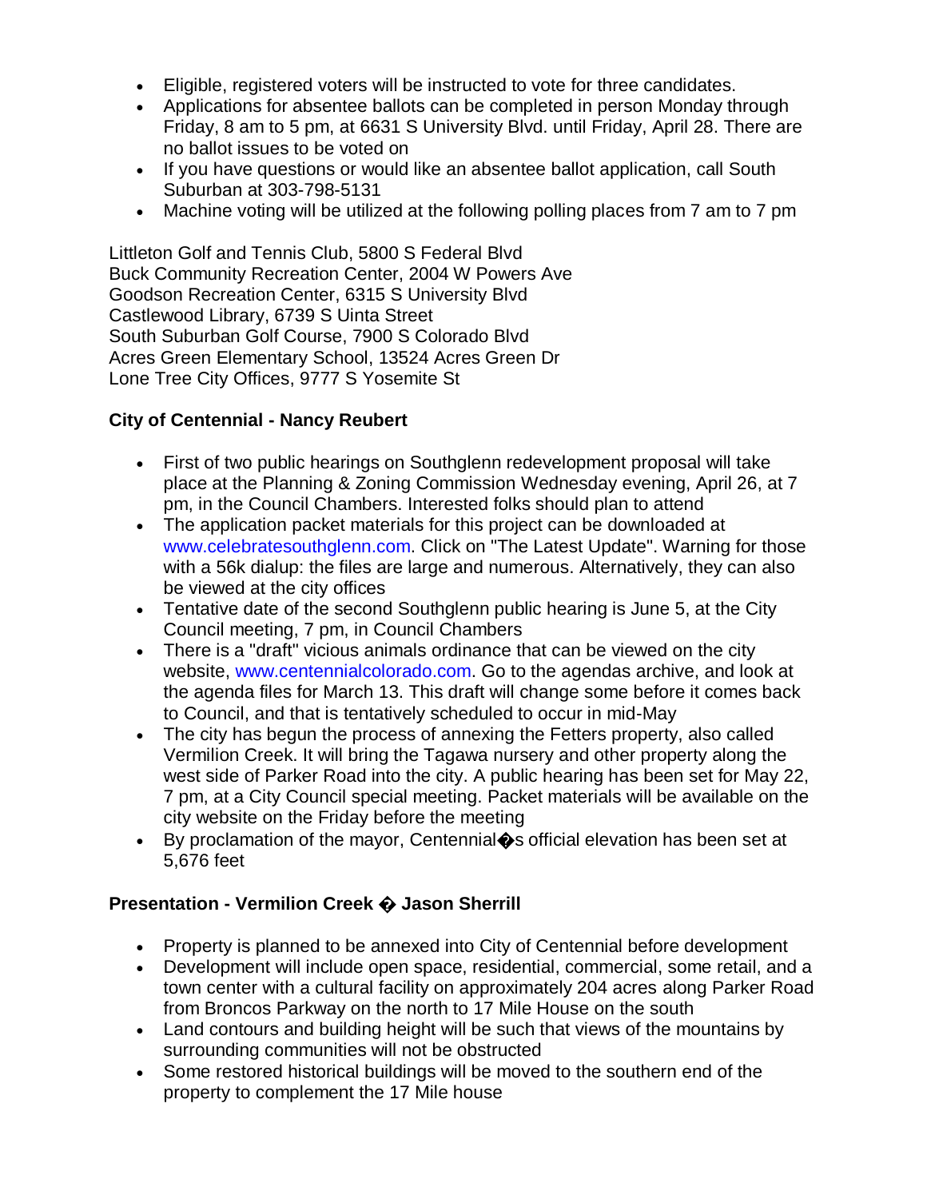- Eligible, registered voters will be instructed to vote for three candidates.
- Applications for absentee ballots can be completed in person Monday through Friday, 8 am to 5 pm, at 6631 S University Blvd. until Friday, April 28. There are no ballot issues to be voted on
- If you have questions or would like an absentee ballot application, call South Suburban at 303-798-5131
- Machine voting will be utilized at the following polling places from 7 am to 7 pm

Littleton Golf and Tennis Club, 5800 S Federal Blvd
Buck Community Recreation Center, 2004 W Powers Ave
Goodson Recreation Center, 6315 S University Blvd
Castlewood Library, 6739 S Uinta Street
South Suburban Golf Course, 7900 S Colorado Blvd
Acres Green Elementary School, 13524 Acres Green Dr
Lone Tree City Offices, 9777 S Yosemite St

**City of Centennial - Nancy Reubert**

- First of two public hearings on Southglenn redevelopment proposal will take place at the Planning & Zoning Commission Wednesday evening, April 26, at 7 pm, in the Council Chambers. Interested folks should plan to attend
- The application packet materials for this project can be downloaded at www.celebratesouthglenn.com. Click on "The Latest Update". Warning for those with a 56k dialup: the files are large and numerous. Alternatively, they can also be viewed at the city offices
- Tentative date of the second Southglenn public hearing is June 5, at the City Council meeting, 7 pm, in Council Chambers
- There is a "draft" vicious animals ordinance that can be viewed on the city website, www.centennialcolorado.com. Go to the agendas archive, and look at the agenda files for March 13. This draft will change some before it comes back to Council, and that is tentatively scheduled to occur in mid-May
- The city has begun the process of annexing the Fetters property, also called Vermilion Creek. It will bring the Tagawa nursery and other property along the west side of Parker Road into the city. A public hearing has been set for May 22, 7 pm, at a City Council special meeting. Packet materials will be available on the city website on the Friday before the meeting
- By proclamation of the mayor, Centennial�s official elevation has been set at 5,676 feet

**Presentation - Vermilion Creek � Jason Sherrill**

- Property is planned to be annexed into City of Centennial before development
- Development will include open space, residential, commercial, some retail, and a town center with a cultural facility on approximately 204 acres along Parker Road from Broncos Parkway on the north to 17 Mile House on the south
- Land contours and building height will be such that views of the mountains by surrounding communities will not be obstructed
- Some restored historical buildings will be moved to the southern end of the property to complement the 17 Mile house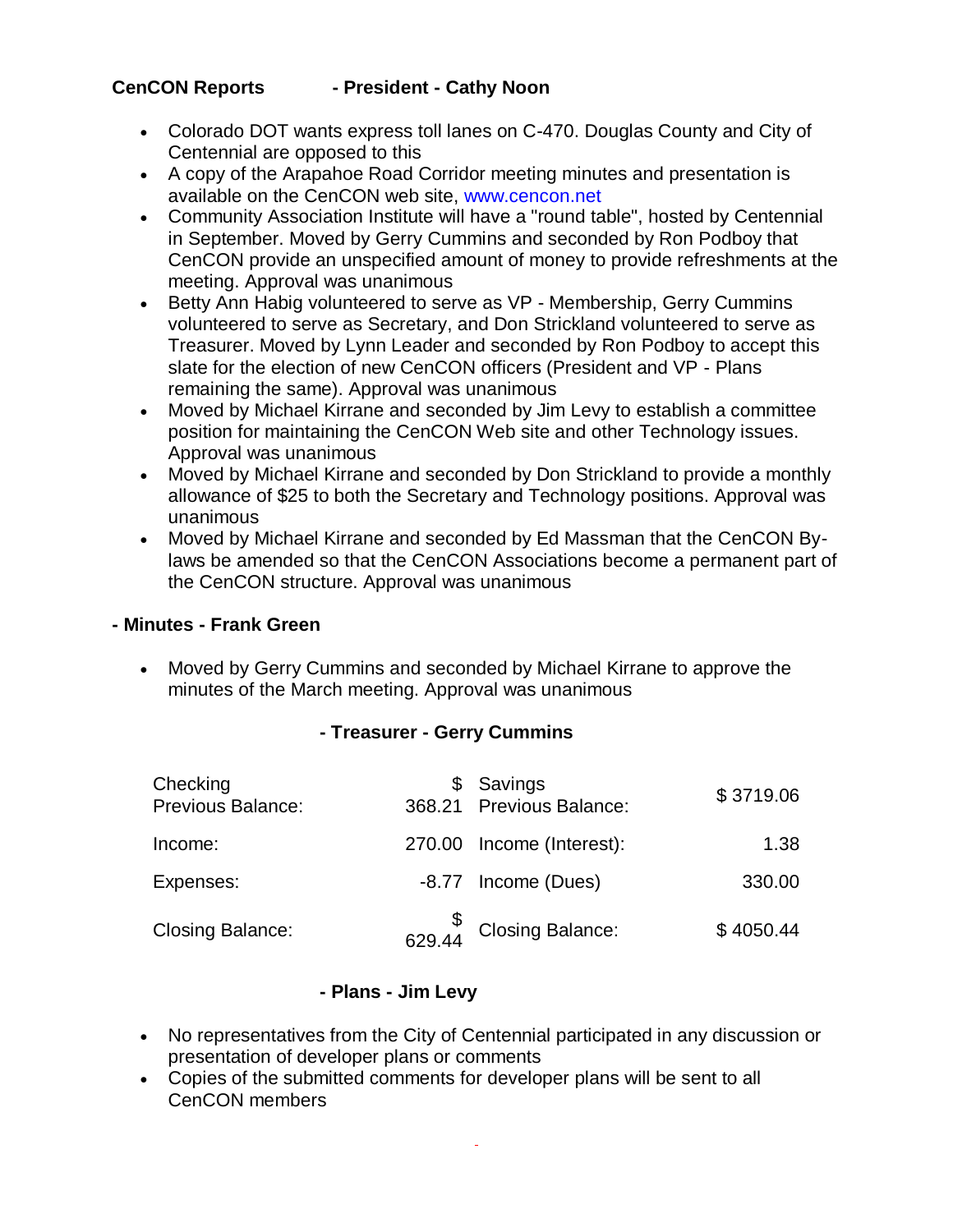**CenCON Reports - President - Cathy Noon**

- Colorado DOT wants express toll lanes on C-470. Douglas County and City of Centennial are opposed to this
- A copy of the Arapahoe Road Corridor meeting minutes and presentation is available on the CenCON web site, www.cencon.net
- Community Association Institute will have a "round table", hosted by Centennial in September. Moved by Gerry Cummins and seconded by Ron Podboy that CenCON provide an unspecified amount of money to provide refreshments at the meeting. Approval was unanimous
- Betty Ann Habig volunteered to serve as VP - Membership, Gerry Cummins volunteered to serve as Secretary, and Don Strickland volunteered to serve as Treasurer. Moved by Lynn Leader and seconded by Ron Podboy to accept this slate for the election of new CenCON officers (President and VP - Plans remaining the same). Approval was unanimous
- Moved by Michael Kirrane and seconded by Jim Levy to establish a committee position for maintaining the CenCON Web site and other Technology issues. Approval was unanimous
- Moved by Michael Kirrane and seconded by Don Strickland to provide a monthly allowance of $25 to both the Secretary and Technology positions. Approval was unanimous
- Moved by Michael Kirrane and seconded by Ed Massman that the CenCON By-laws be amended so that the CenCON Associations become a permanent part of the CenCON structure. Approval was unanimous

**- Minutes - Frank Green**

- Moved by Gerry Cummins and seconded by Michael Kirrane to approve the minutes of the March meeting. Approval was unanimous

**- Treasurer - Gerry Cummins**

| Checking | | Savings | |
|---|---|---|---|
| Previous Balance: | $ 368.21 | Previous Balance: | $ 3719.06 |
| Income: | 270.00 | Income (Interest): | 1.38 |
| Expenses: | -8.77 | Income (Dues) | 330.00 |
| Closing Balance: | $ 629.44 | Closing Balance: | $ 4050.44 |

**- Plans - Jim Levy**

- No representatives from the City of Centennial participated in any discussion or presentation of developer plans or comments
- Copies of the submitted comments for developer plans will be sent to all CenCON members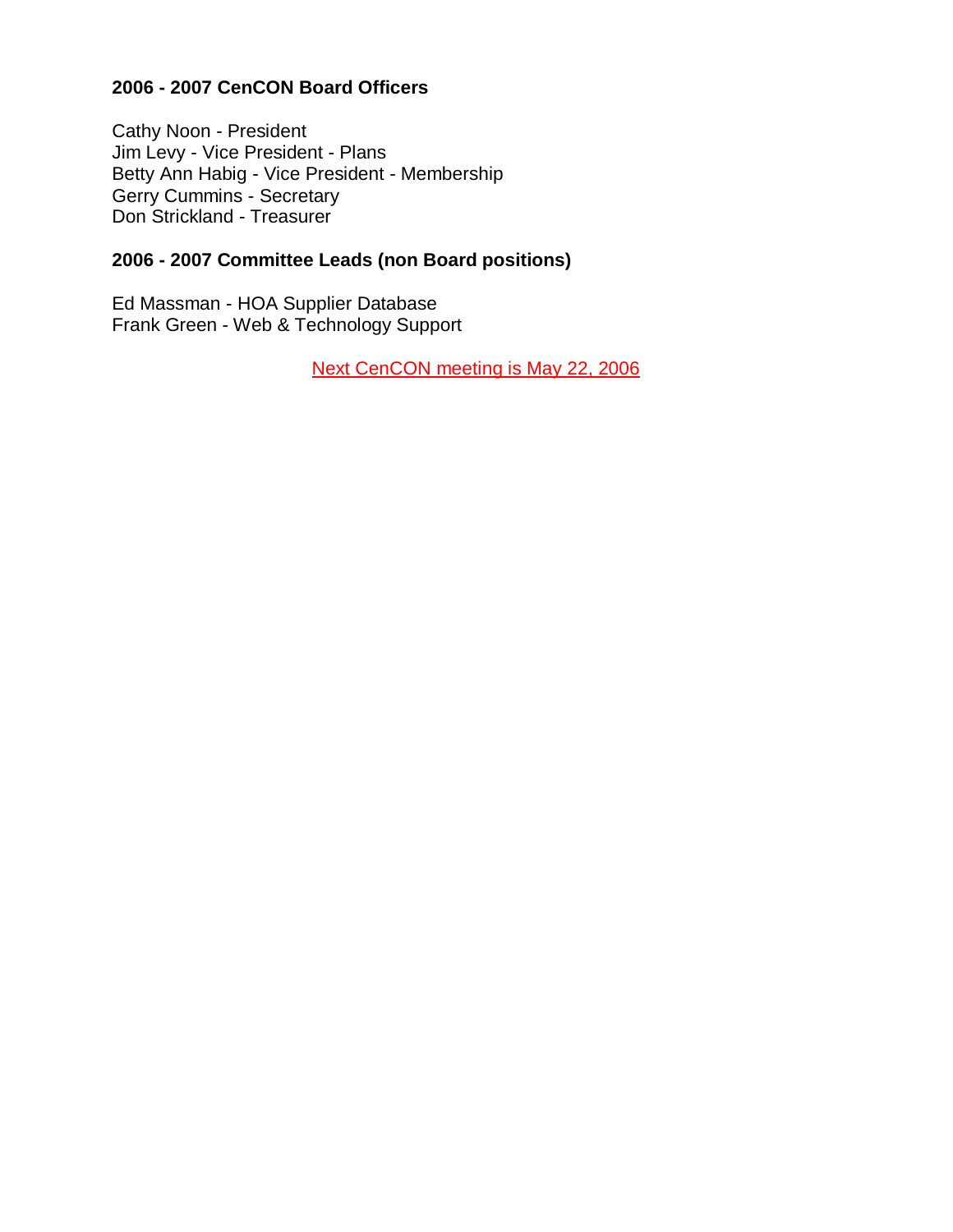**2006 - 2007 CenCON Board Officers**

Cathy Noon - President
Jim Levy - Vice President - Plans
Betty Ann Habig - Vice President - Membership
Gerry Cummins - Secretary
Don Strickland - Treasurer

**2006 - 2007 Committee Leads (non Board positions)**

Ed Massman - HOA Supplier Database
Frank Green - Web & Technology Support

Next CenCON meeting is May 22, 2006